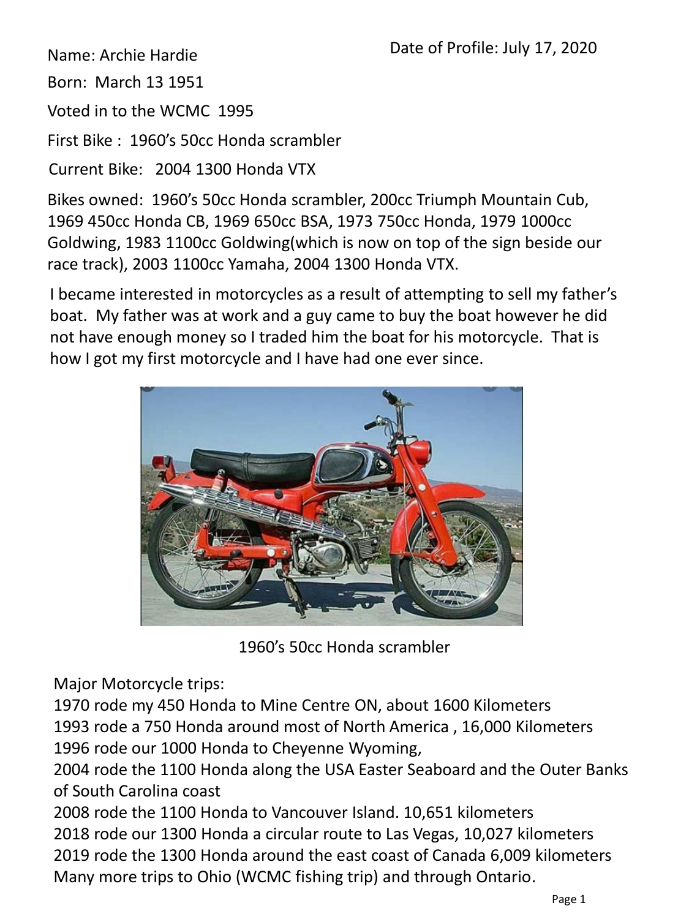Date of Profile: July 17, 2020

Name: Archie Hardie

Born: March 13 1951

Voted in to the WCMC 1995

First Bike : 1960's 50cc Honda scrambler

Current Bike: 2004 1300 Honda VTX

Bikes owned: 1960's 50cc Honda scrambler, 200cc Triumph Mountain Cub, 1969 450cc Honda CB, 1969 650cc BSA, 1973 750cc Honda, 1979 1000cc Goldwing, 1983 1100cc Goldwing(which is now on top of the sign beside our race track), 2003 1100cc Yamaha, 2004 1300 Honda VTX.

I became interested in motorcycles as a result of attempting to sell my father's boat. My father was at work and a guy came to buy the boat however he did not have enough money so I traded him the boat for his motorcycle. That is how I got my first motorcycle and I have had one ever since.

1960's 50cc Honda scrambler

Major Motorcycle trips:
1970 rode my 450 Honda to Mine Centre ON, about 1600 Kilometers
1993 rode a 750 Honda around most of North America , 16,000 Kilometers
1996 rode our 1000 Honda to Cheyenne Wyoming,
2004 rode the 1100 Honda along the USA Easter Seaboard and the Outer Banks of South Carolina coast
2008 rode the 1100 Honda to Vancouver Island. 10,651 kilometers
2018 rode our 1300 Honda a circular route to Las Vegas, 10,027 kilometers
2019 rode the 1300 Honda around the east coast of Canada 6,009 kilometers
Many more trips to Ohio (WCMC fishing trip) and through Ontario.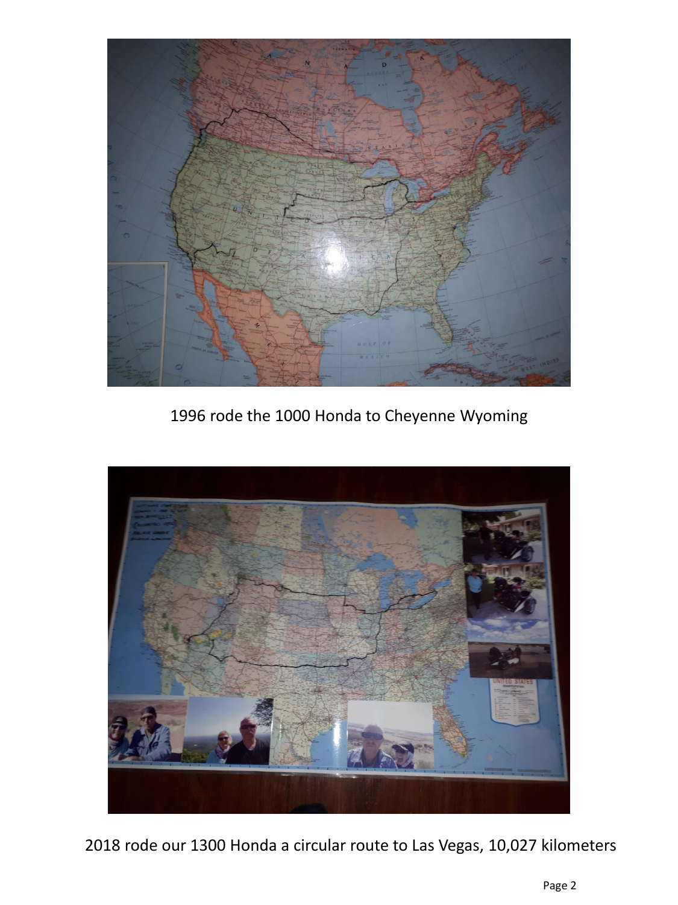1996 rode the 1000 Honda to Cheyenne Wyoming

2018 rode our 1300 Honda a circular route to Las Vegas, 10,027 kilometers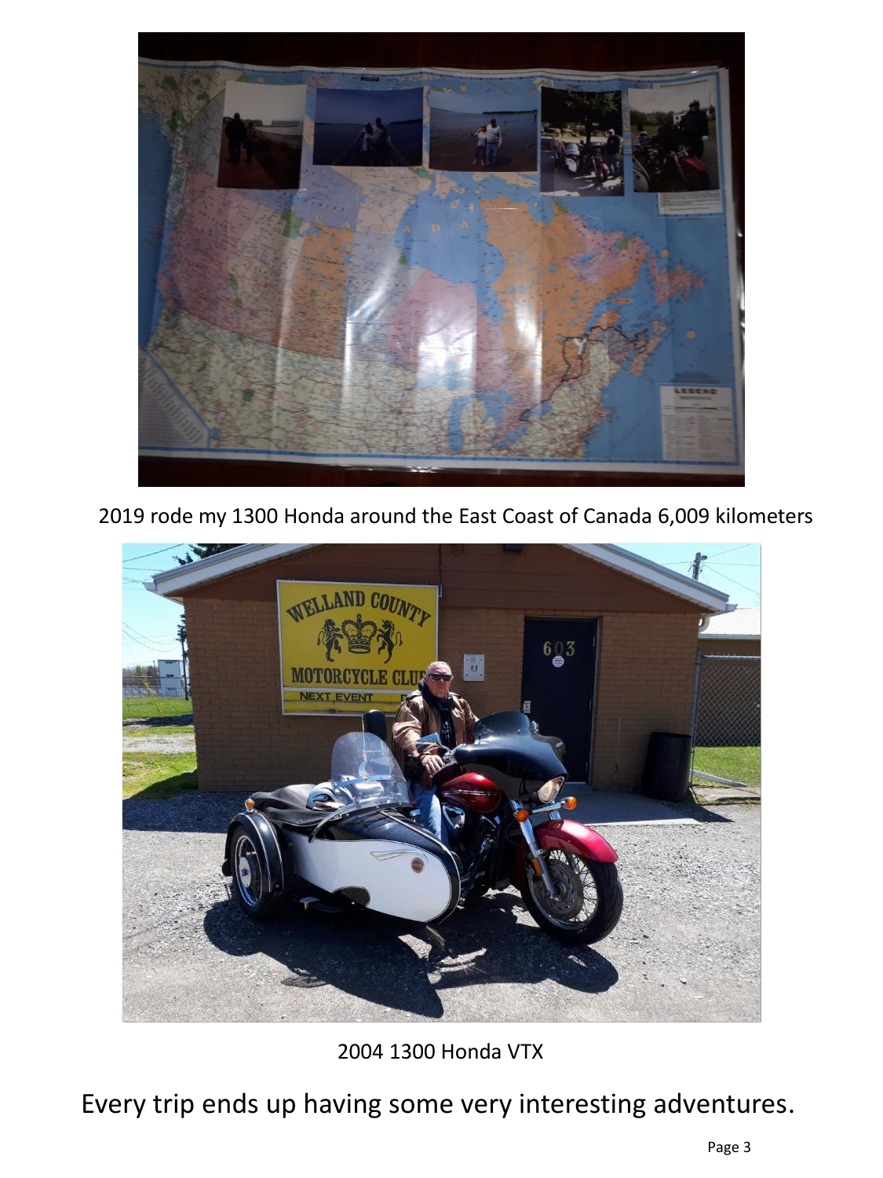2019 rode my 1300 Honda around the East Coast of Canada 6,009 kilometers

2004 1300 Honda VTX

Every trip ends up having some very interesting adventures.